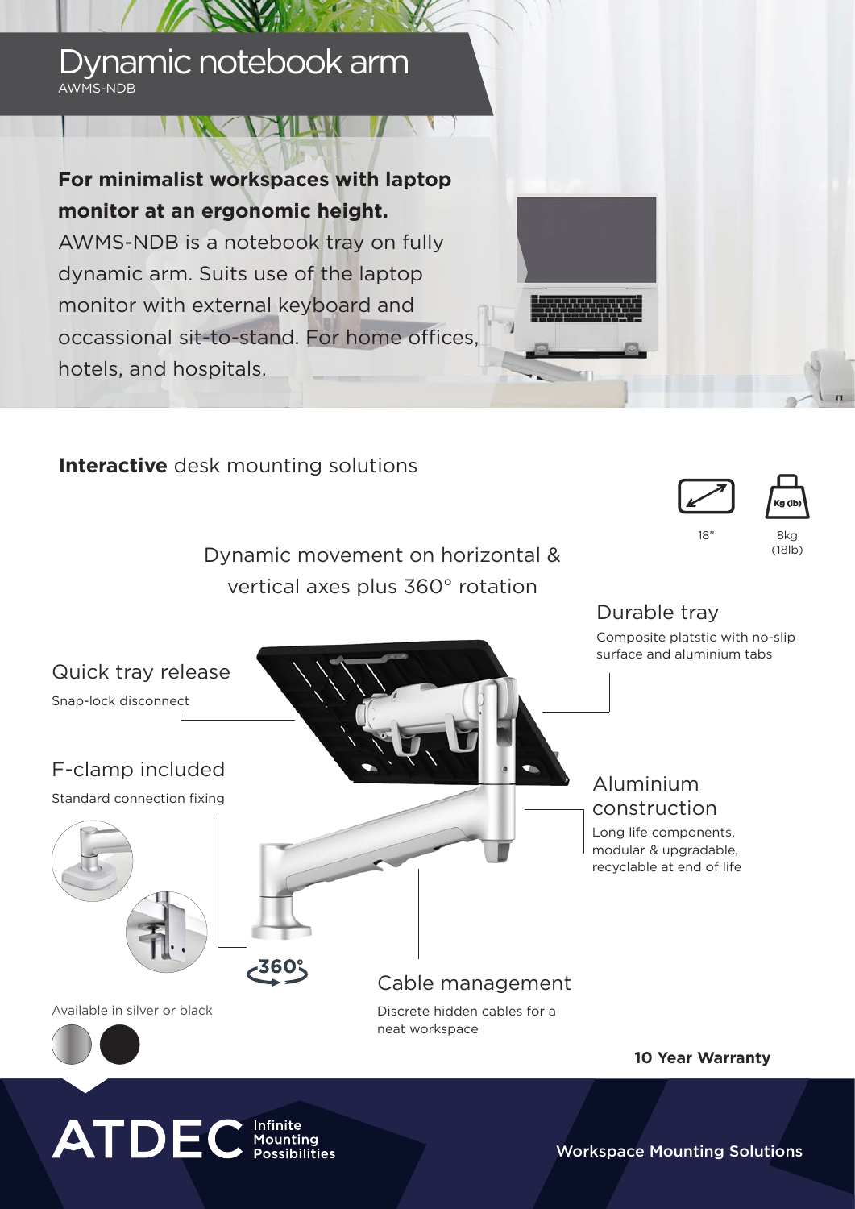# Dynamic notebook arm

AWMS-NDB

**For minimalist workspaces with laptop monitor at an ergonomic height.**

AWMS-NDB is a notebook tray on fully dynamic arm. Suits use of the laptop monitor with external keyboard and occassional sit-to-stand. For home offices, hotels, and hospitals.

**Interactive** desk mounting solutions

18"

8kg (18lb)

Dynamic movement on horizontal & vertical axes plus 360° rotation

## Durable tray

Composite platstic with no-slip surface and aluminium tabs

## Quick tray release

Snap-lock disconnect

## F-clamp included

Standard connection fixing

## Aluminium construction

Long life components, modular & upgradable, recyclable at end of life

360°

## Cable management

Discrete hidden cables for a neat workspace

Available in silver or black

**10 Year Warranty**

ATDEC Infinite Mounting Possibilities

Workspace Mounting Solutions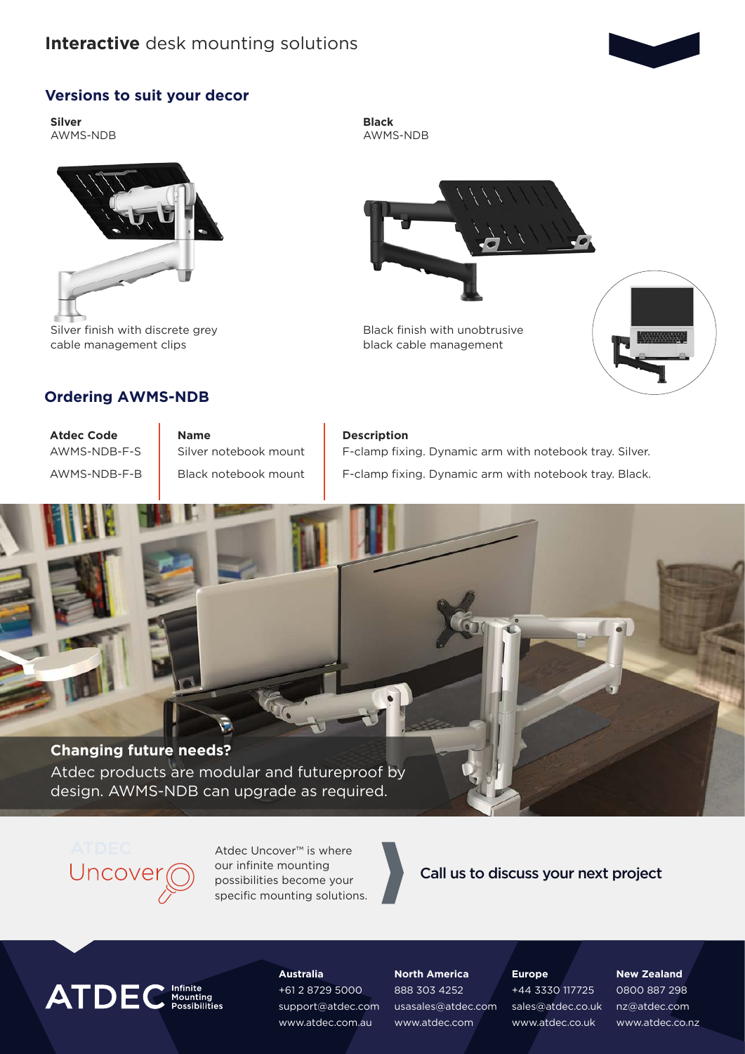## Interactive desk mounting solutions

### Versions to suit your decor

**Silver**
AWMS-NDB

Silver finish with discrete grey cable management clips

**Black**
AWMS-NDB

Black finish with unobtrusive black cable management

### Ordering AWMS-NDB

| Atdec Code | Name | Description |
|---|---|---|
| AWMS-NDB-F-S | Silver notebook mount | F-clamp fixing. Dynamic arm with notebook tray. Silver. |
| AWMS-NDB-F-B | Black notebook mount | F-clamp fixing. Dynamic arm with notebook tray. Black. |

**Changing future needs?**
Atdec products are modular and futureproof by design. AWMS-NDB can upgrade as required.

ATDEC Uncover

Atdec Uncover™ is where our infinite mounting possibilities become your specific mounting solutions.

**Call us to discuss your next project**

ATDEC Infinite Mounting Possibilities

**Australia**
+61 2 8729 5000
support@atdec.com
www.atdec.com.au

**North America**
888 303 4252
usasales@atdec.com
www.atdec.com

**Europe**
+44 3330 117725
sales@atdec.co.uk
www.atdec.co.uk

**New Zealand**
0800 887 298
nz@atdec.com
www.atdec.co.nz